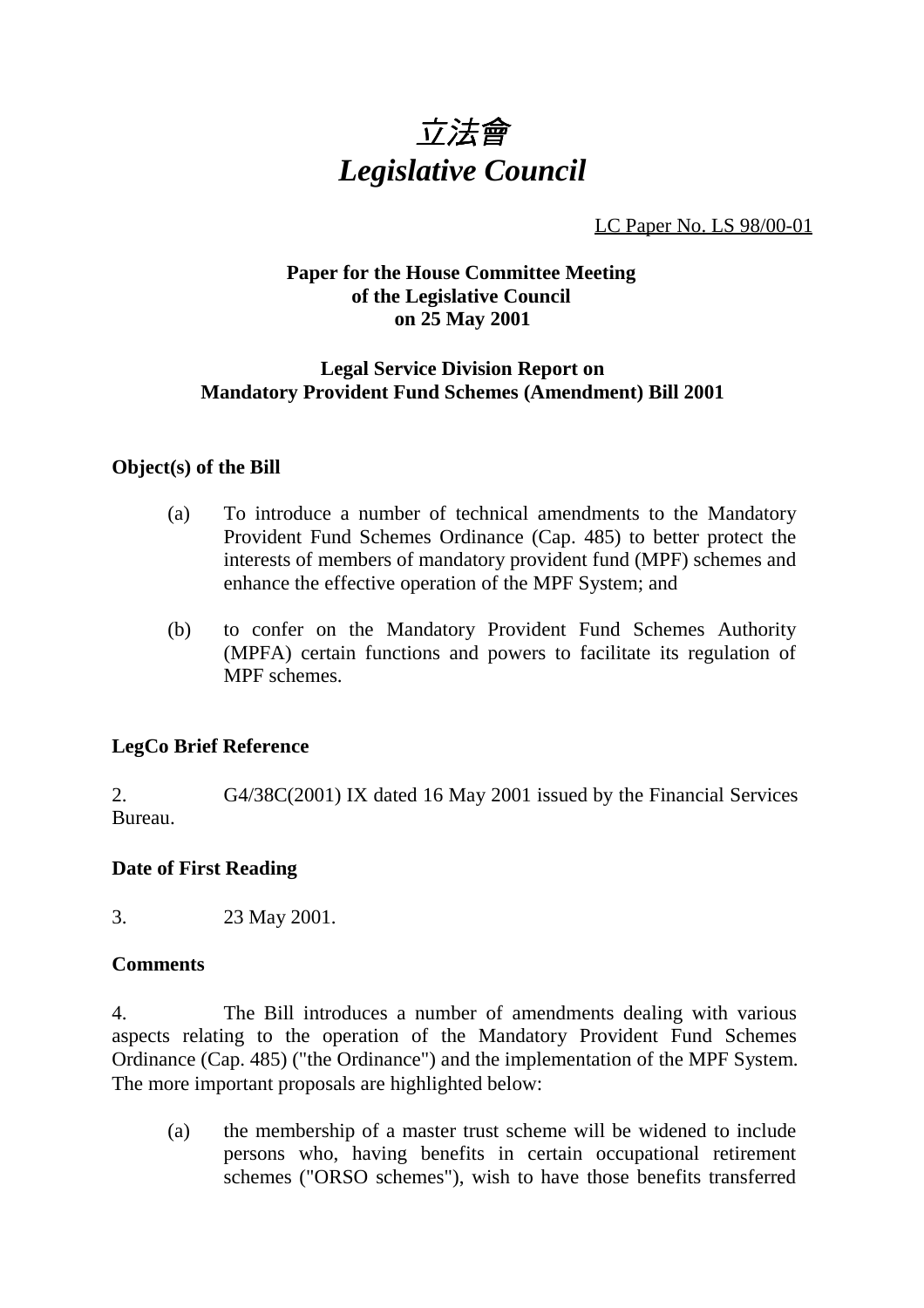# *立法會*
# *Legislative Council*

LC Paper No. LS 98/00-01

**Paper for the House Committee Meeting of the Legislative Council on 25 May 2001**

**Legal Service Division Report on Mandatory Provident Fund Schemes (Amendment) Bill 2001**

**Object(s) of the Bill**

(a) To introduce a number of technical amendments to the Mandatory Provident Fund Schemes Ordinance (Cap. 485) to better protect the interests of members of mandatory provident fund (MPF) schemes and enhance the effective operation of the MPF System; and

(b) to confer on the Mandatory Provident Fund Schemes Authority (MPFA) certain functions and powers to facilitate its regulation of MPF schemes.

**LegCo Brief Reference**

2. G4/38C(2001) IX dated 16 May 2001 issued by the Financial Services Bureau.

**Date of First Reading**

3. 23 May 2001.

**Comments**

4. The Bill introduces a number of amendments dealing with various aspects relating to the operation of the Mandatory Provident Fund Schemes Ordinance (Cap. 485) ("the Ordinance") and the implementation of the MPF System. The more important proposals are highlighted below:

(a) the membership of a master trust scheme will be widened to include persons who, having benefits in certain occupational retirement schemes ("ORSO schemes"), wish to have those benefits transferred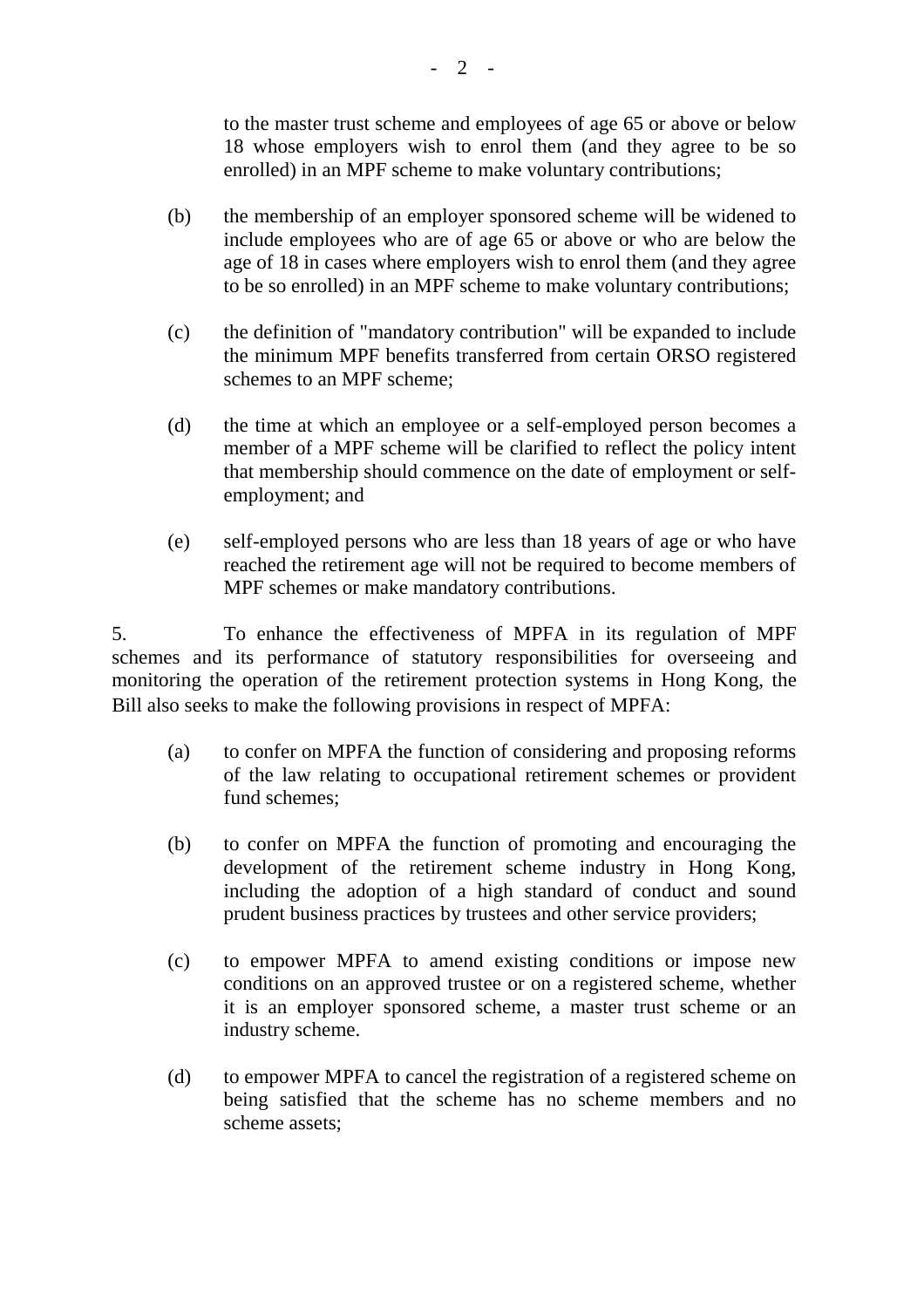to the master trust scheme and employees of age 65 or above or below 18 whose employers wish to enrol them (and they agree to be so enrolled) in an MPF scheme to make voluntary contributions;

(b) the membership of an employer sponsored scheme will be widened to include employees who are of age 65 or above or who are below the age of 18 in cases where employers wish to enrol them (and they agree to be so enrolled) in an MPF scheme to make voluntary contributions;

(c) the definition of "mandatory contribution" will be expanded to include the minimum MPF benefits transferred from certain ORSO registered schemes to an MPF scheme;

(d) the time at which an employee or a self-employed person becomes a member of a MPF scheme will be clarified to reflect the policy intent that membership should commence on the date of employment or self-employment; and

(e) self-employed persons who are less than 18 years of age or who have reached the retirement age will not be required to become members of MPF schemes or make mandatory contributions.

5. To enhance the effectiveness of MPFA in its regulation of MPF schemes and its performance of statutory responsibilities for overseeing and monitoring the operation of the retirement protection systems in Hong Kong, the Bill also seeks to make the following provisions in respect of MPFA:

(a) to confer on MPFA the function of considering and proposing reforms of the law relating to occupational retirement schemes or provident fund schemes;

(b) to confer on MPFA the function of promoting and encouraging the development of the retirement scheme industry in Hong Kong, including the adoption of a high standard of conduct and sound prudent business practices by trustees and other service providers;

(c) to empower MPFA to amend existing conditions or impose new conditions on an approved trustee or on a registered scheme, whether it is an employer sponsored scheme, a master trust scheme or an industry scheme.

(d) to empower MPFA to cancel the registration of a registered scheme on being satisfied that the scheme has no scheme members and no scheme assets;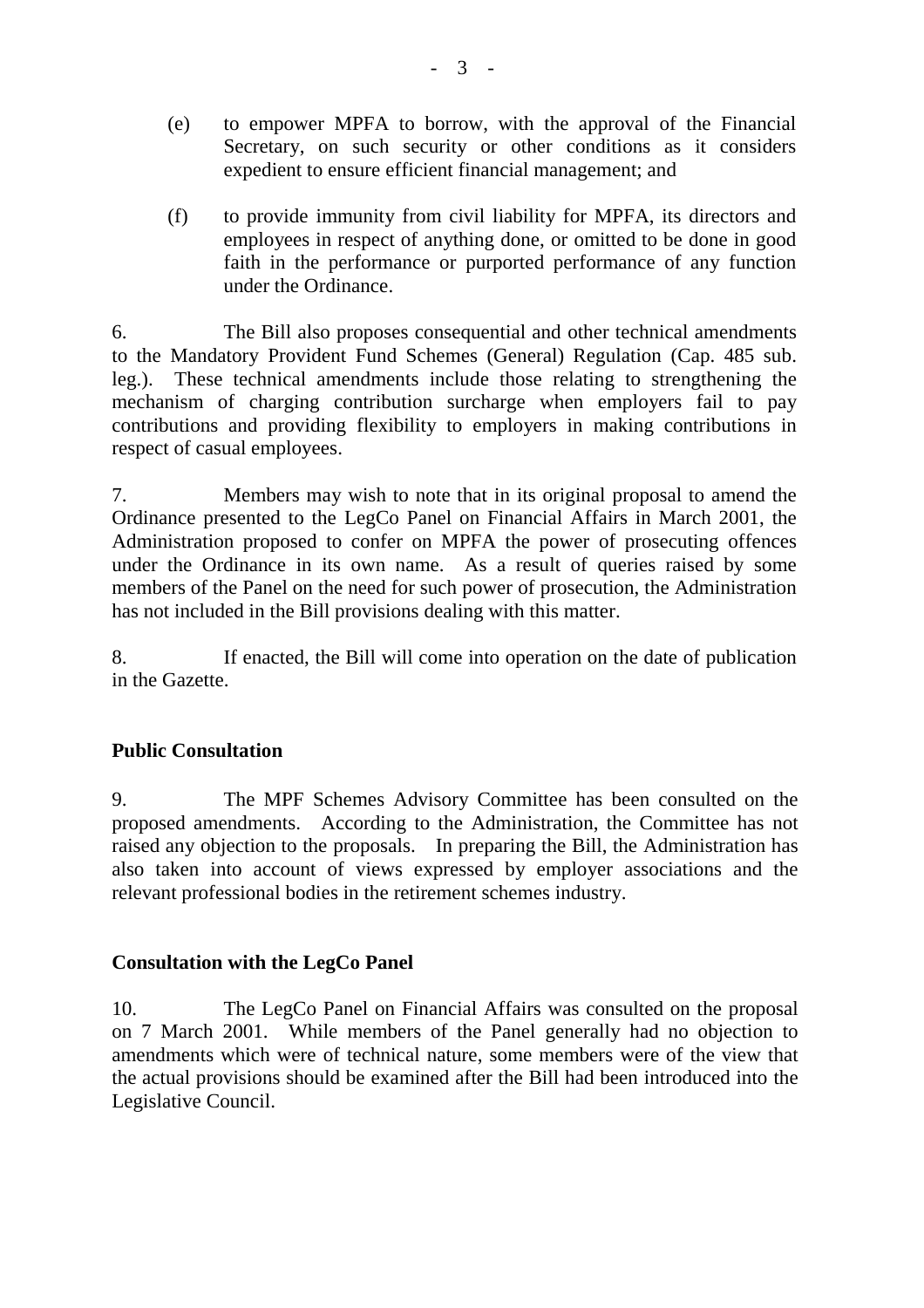(e) to empower MPFA to borrow, with the approval of the Financial Secretary, on such security or other conditions as it considers expedient to ensure efficient financial management; and

(f) to provide immunity from civil liability for MPFA, its directors and employees in respect of anything done, or omitted to be done in good faith in the performance or purported performance of any function under the Ordinance.

6. The Bill also proposes consequential and other technical amendments to the Mandatory Provident Fund Schemes (General) Regulation (Cap. 485 sub. leg.). These technical amendments include those relating to strengthening the mechanism of charging contribution surcharge when employers fail to pay contributions and providing flexibility to employers in making contributions in respect of casual employees.

7. Members may wish to note that in its original proposal to amend the Ordinance presented to the LegCo Panel on Financial Affairs in March 2001, the Administration proposed to confer on MPFA the power of prosecuting offences under the Ordinance in its own name. As a result of queries raised by some members of the Panel on the need for such power of prosecution, the Administration has not included in the Bill provisions dealing with this matter.

8. If enacted, the Bill will come into operation on the date of publication in the Gazette.

**Public Consultation**

9. The MPF Schemes Advisory Committee has been consulted on the proposed amendments. According to the Administration, the Committee has not raised any objection to the proposals. In preparing the Bill, the Administration has also taken into account of views expressed by employer associations and the relevant professional bodies in the retirement schemes industry.

**Consultation with the LegCo Panel**

10. The LegCo Panel on Financial Affairs was consulted on the proposal on 7 March 2001. While members of the Panel generally had no objection to amendments which were of technical nature, some members were of the view that the actual provisions should be examined after the Bill had been introduced into the Legislative Council.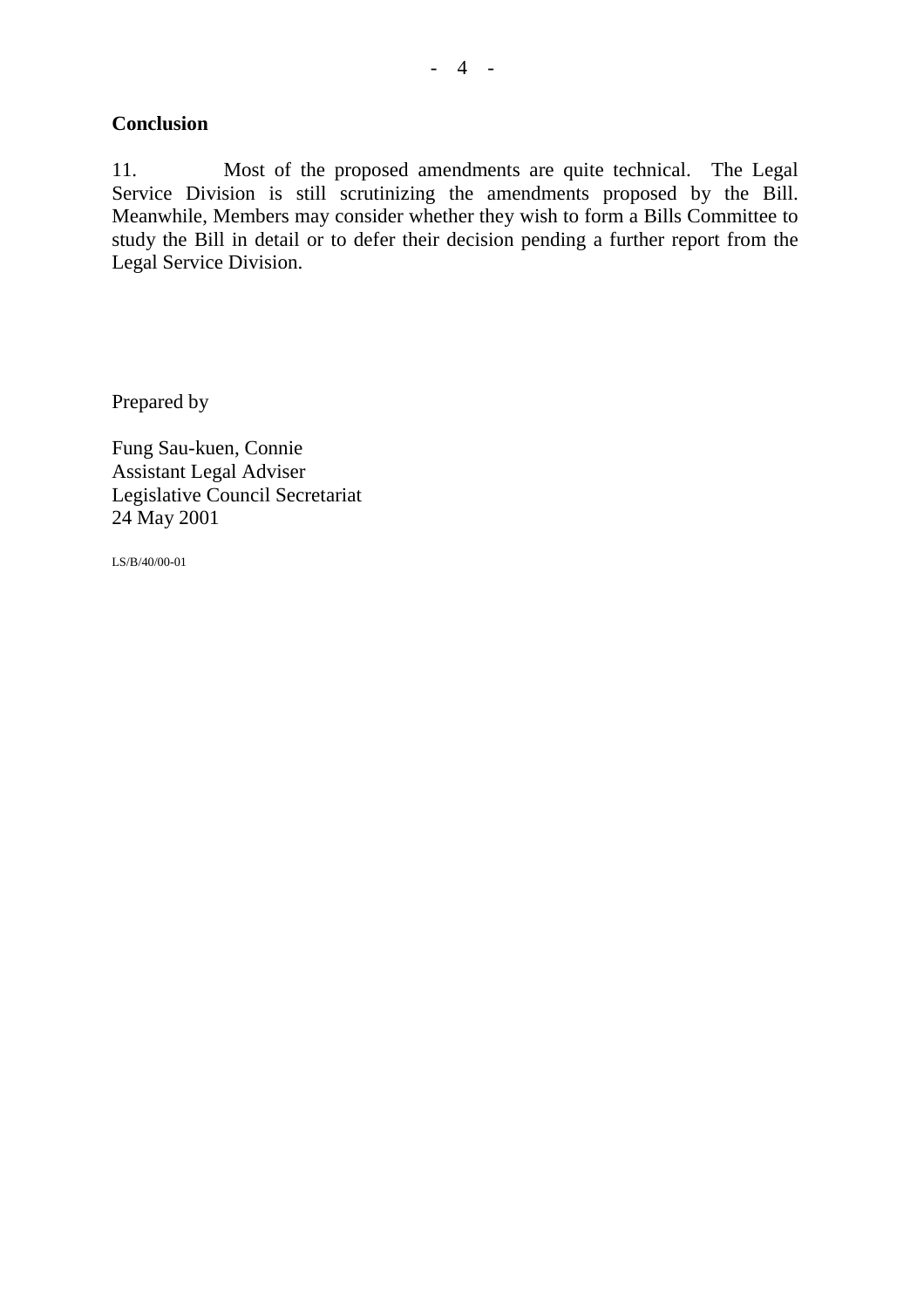**Conclusion**

11. Most of the proposed amendments are quite technical. The Legal Service Division is still scrutinizing the amendments proposed by the Bill. Meanwhile, Members may consider whether they wish to form a Bills Committee to study the Bill in detail or to defer their decision pending a further report from the Legal Service Division.

Prepared by

Fung Sau-kuen, Connie
Assistant Legal Adviser
Legislative Council Secretariat
24 May 2001

LS/B/40/00-01